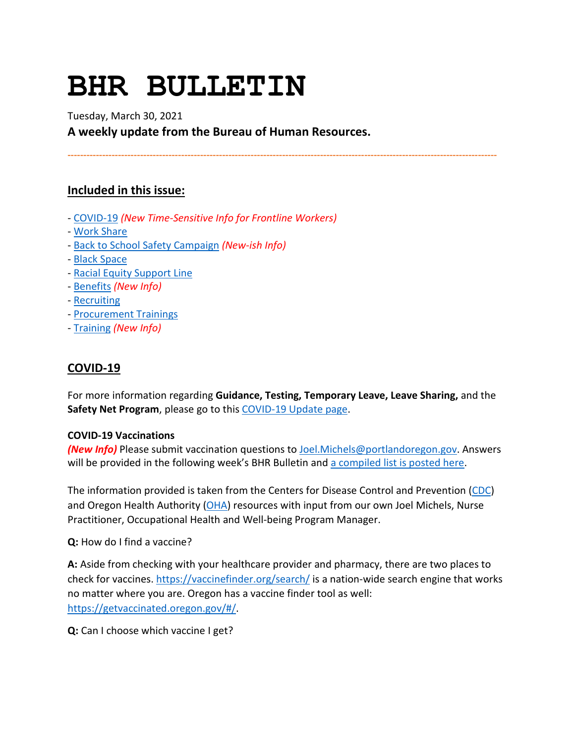# BHR BULLETIN

Tuesday, March 30, 2021

**A weekly update from the Bureau of Human Resources.**

---

## Included in this issue:

- COVID-19 *(New Time-Sensitive Info for Frontline Workers)*
- Work Share
- Back to School Safety Campaign *(New-ish Info)*
- Black Space
- Racial Equity Support Line
- Benefits *(New Info)*
- Recruiting
- Procurement Trainings
- Training *(New Info)*

## COVID-19

For more information regarding **Guidance, Testing, Temporary Leave, Leave Sharing,** and the **Safety Net Program**, please go to this COVID-19 Update page.

**COVID-19 Vaccinations**

***(New Info)*** Please submit vaccination questions to Joel.Michels@portlandoregon.gov. Answers will be provided in the following week's BHR Bulletin and a compiled list is posted here.

The information provided is taken from the Centers for Disease Control and Prevention (CDC) and Oregon Health Authority (OHA) resources with input from our own Joel Michels, Nurse Practitioner, Occupational Health and Well-being Program Manager.

**Q:** How do I find a vaccine?

**A:** Aside from checking with your healthcare provider and pharmacy, there are two places to check for vaccines. https://vaccinefinder.org/search/ is a nation-wide search engine that works no matter where you are. Oregon has a vaccine finder tool as well: https://getvaccinated.oregon.gov/#/.

**Q:** Can I choose which vaccine I get?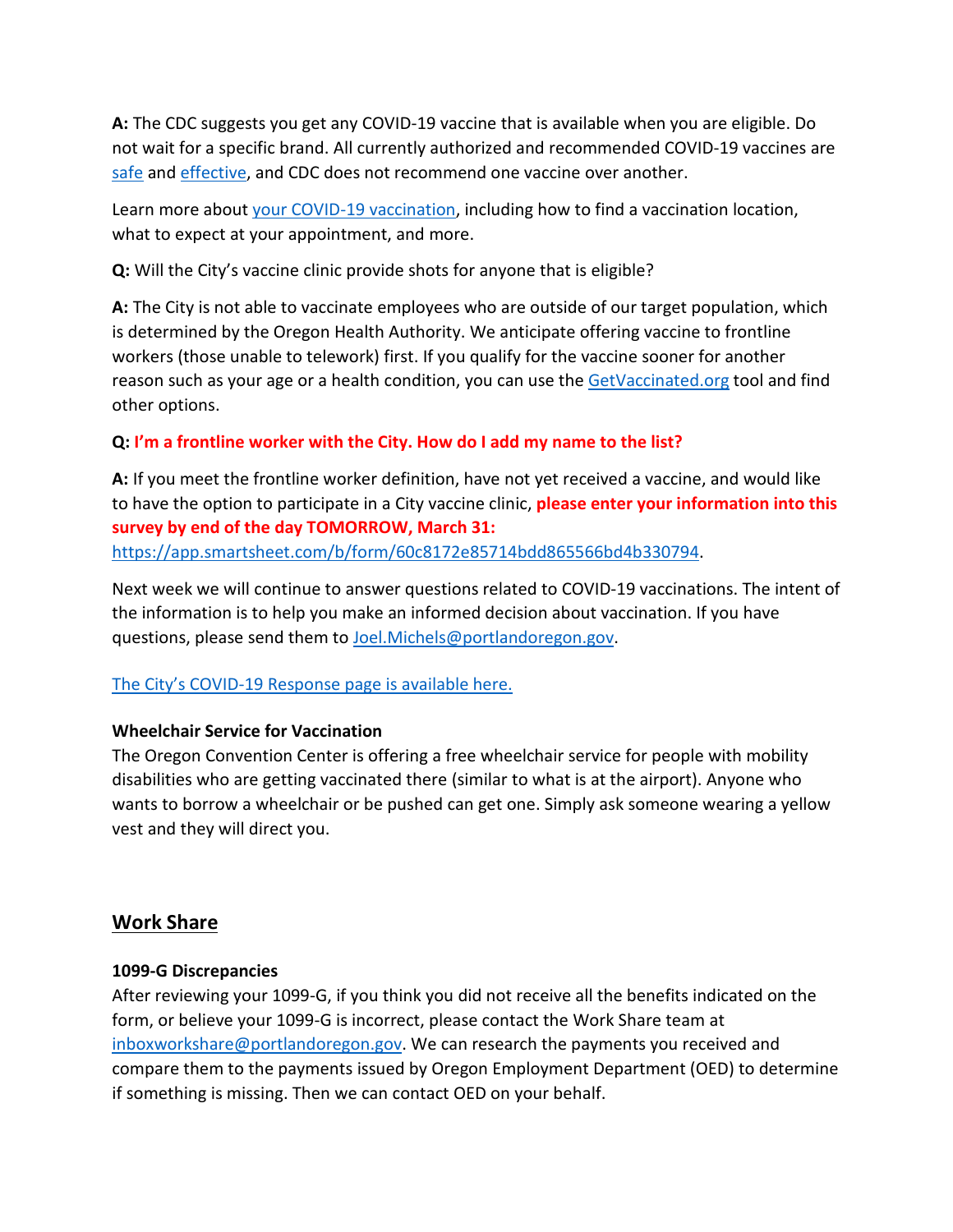**A:** The CDC suggests you get any COVID-19 vaccine that is available when you are eligible. Do not wait for a specific brand. All currently authorized and recommended COVID-19 vaccines are [safe]() and [effective](), and CDC does not recommend one vaccine over another.

Learn more about [your COVID-19 vaccination](), including how to find a vaccination location, what to expect at your appointment, and more.

**Q:** Will the City's vaccine clinic provide shots for anyone that is eligible?

**A:** The City is not able to vaccinate employees who are outside of our target population, which is determined by the Oregon Health Authority. We anticipate offering vaccine to frontline workers (those unable to telework) first. If you qualify for the vaccine sooner for another reason such as your age or a health condition, you can use the [GetVaccinated.org]() tool and find other options.

**Q: I'm a frontline worker with the City. How do I add my name to the list?**

**A:** If you meet the frontline worker definition, have not yet received a vaccine, and would like to have the option to participate in a City vaccine clinic, **please enter your information into this survey by end of the day TOMORROW, March 31:** https://app.smartsheet.com/b/form/60c8172e85714bdd865566bd4b330794.

Next week we will continue to answer questions related to COVID-19 vaccinations. The intent of the information is to help you make an informed decision about vaccination. If you have questions, please send them to Joel.Michels@portlandoregon.gov.

[The City's COVID-19 Response page is available here.]()

**Wheelchair Service for Vaccination**

The Oregon Convention Center is offering a free wheelchair service for people with mobility disabilities who are getting vaccinated there (similar to what is at the airport). Anyone who wants to borrow a wheelchair or be pushed can get one. Simply ask someone wearing a yellow vest and they will direct you.

## Work Share

**1099-G Discrepancies**

After reviewing your 1099-G, if you think you did not receive all the benefits indicated on the form, or believe your 1099-G is incorrect, please contact the Work Share team at inboxworkshare@portlandoregon.gov. We can research the payments you received and compare them to the payments issued by Oregon Employment Department (OED) to determine if something is missing. Then we can contact OED on your behalf.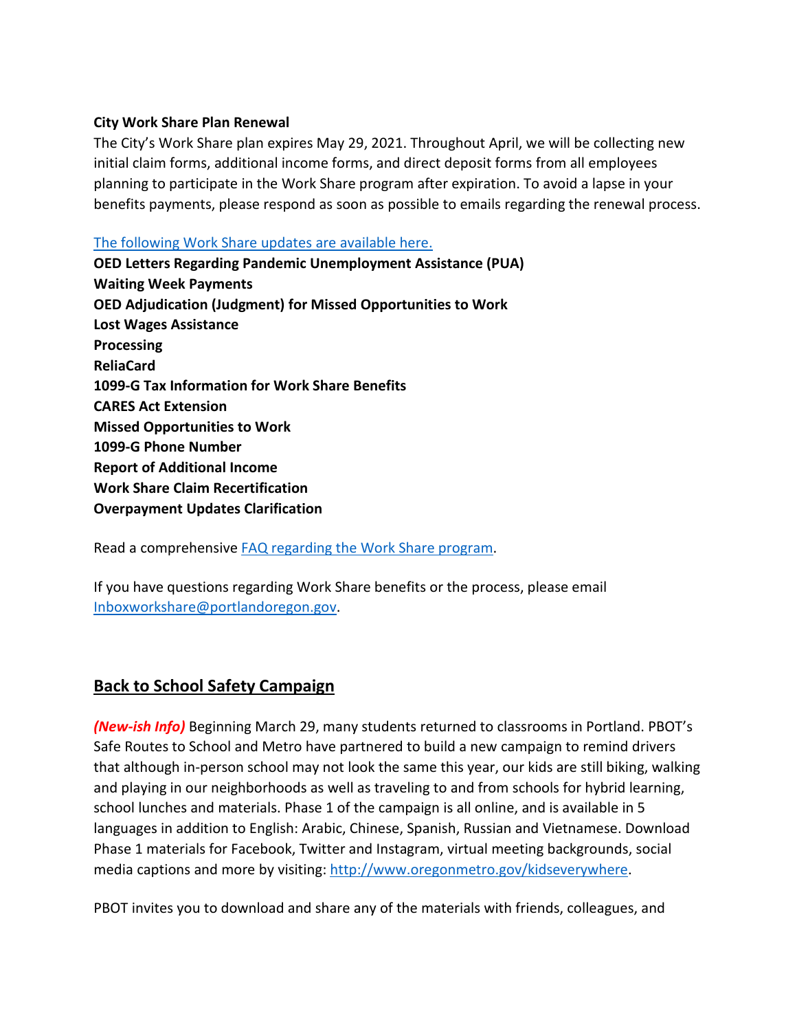**City Work Share Plan Renewal**

The City's Work Share plan expires May 29, 2021. Throughout April, we will be collecting new initial claim forms, additional income forms, and direct deposit forms from all employees planning to participate in the Work Share program after expiration. To avoid a lapse in your benefits payments, please respond as soon as possible to emails regarding the renewal process.

[The following Work Share updates are available here.]()

**OED Letters Regarding Pandemic Unemployment Assistance (PUA)**
**Waiting Week Payments**
**OED Adjudication (Judgment) for Missed Opportunities to Work**
**Lost Wages Assistance**
**Processing**
**ReliaCard**
**1099-G Tax Information for Work Share Benefits**
**CARES Act Extension**
**Missed Opportunities to Work**
**1099-G Phone Number**
**Report of Additional Income**
**Work Share Claim Recertification**
**Overpayment Updates Clarification**

Read a comprehensive [FAQ regarding the Work Share program]().

If you have questions regarding Work Share benefits or the process, please email [Inboxworkshare@portlandoregon.gov](mailto:Inboxworkshare@portlandoregon.gov).

## Back to School Safety Campaign

***(New-ish Info)*** Beginning March 29, many students returned to classrooms in Portland. PBOT's Safe Routes to School and Metro have partnered to build a new campaign to remind drivers that although in-person school may not look the same this year, our kids are still biking, walking and playing in our neighborhoods as well as traveling to and from schools for hybrid learning, school lunches and materials. Phase 1 of the campaign is all online, and is available in 5 languages in addition to English: Arabic, Chinese, Spanish, Russian and Vietnamese. Download Phase 1 materials for Facebook, Twitter and Instagram, virtual meeting backgrounds, social media captions and more by visiting: [http://www.oregonmetro.gov/kidseverywhere](http://www.oregonmetro.gov/kidseverywhere).

PBOT invites you to download and share any of the materials with friends, colleagues, and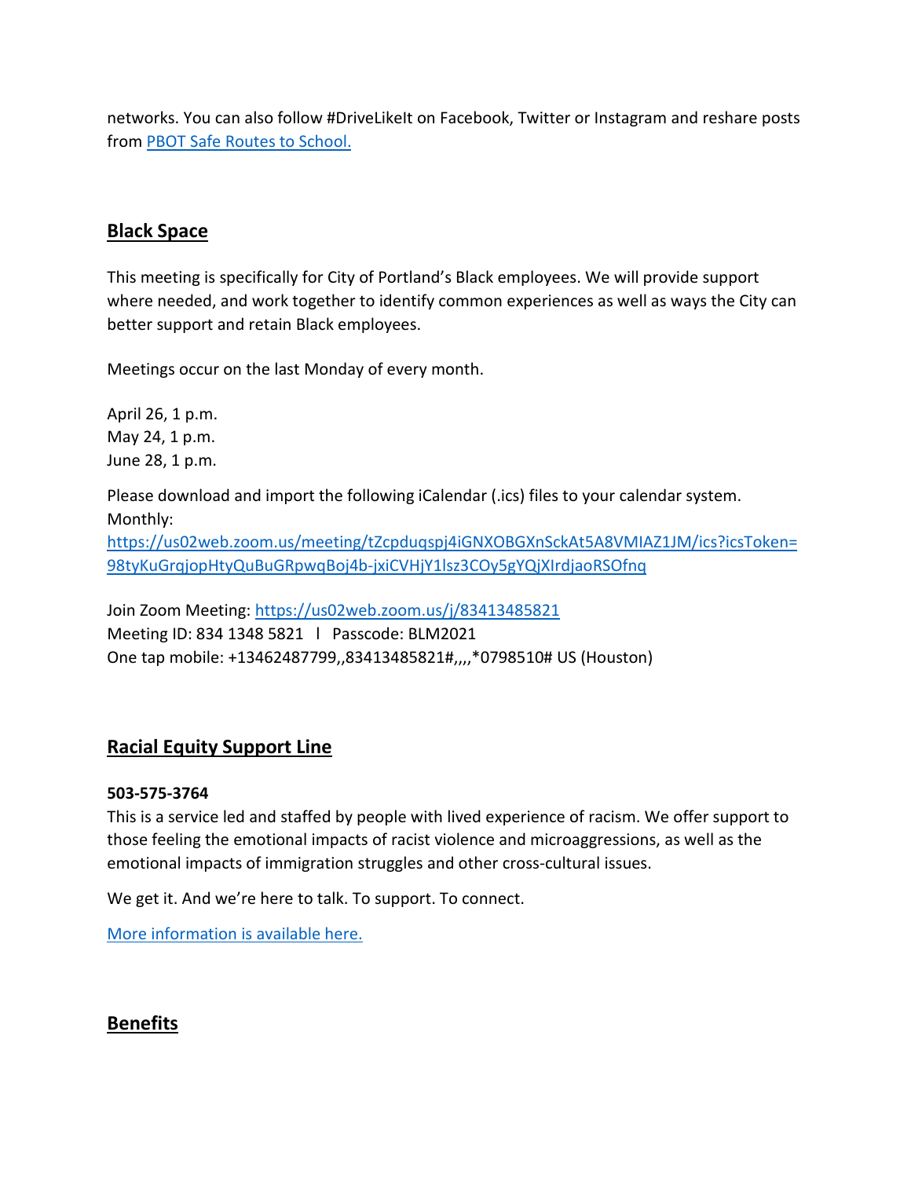networks. You can also follow #DriveLikeIt on Facebook, Twitter or Instagram and reshare posts from [PBOT Safe Routes to School.]()

## Black Space

This meeting is specifically for City of Portland's Black employees. We will provide support where needed, and work together to identify common experiences as well as ways the City can better support and retain Black employees.

Meetings occur on the last Monday of every month.

April 26, 1 p.m.
May 24, 1 p.m.
June 28, 1 p.m.

Please download and import the following iCalendar (.ics) files to your calendar system.
Monthly:
https://us02web.zoom.us/meeting/tZcpduqspj4iGNXOBGXnSckAt5A8VMIAZ1JM/ics?icsToken=98tyKuGrqjopHtyQuBuGRpwqBoj4b-jxiCVHjY1lsz3COy5gYQjXIrdjaoRSOfnq

Join Zoom Meeting: https://us02web.zoom.us/j/83413485821
Meeting ID: 834 1348 5821 l Passcode: BLM2021
One tap mobile: +13462487799,,83413485821#,,,,*0798510# US (Houston)

## Racial Equity Support Line

**503-575-3764**
This is a service led and staffed by people with lived experience of racism. We offer support to those feeling the emotional impacts of racist violence and microaggressions, as well as the emotional impacts of immigration struggles and other cross-cultural issues.

We get it. And we're here to talk. To support. To connect.

[More information is available here.]()

## Benefits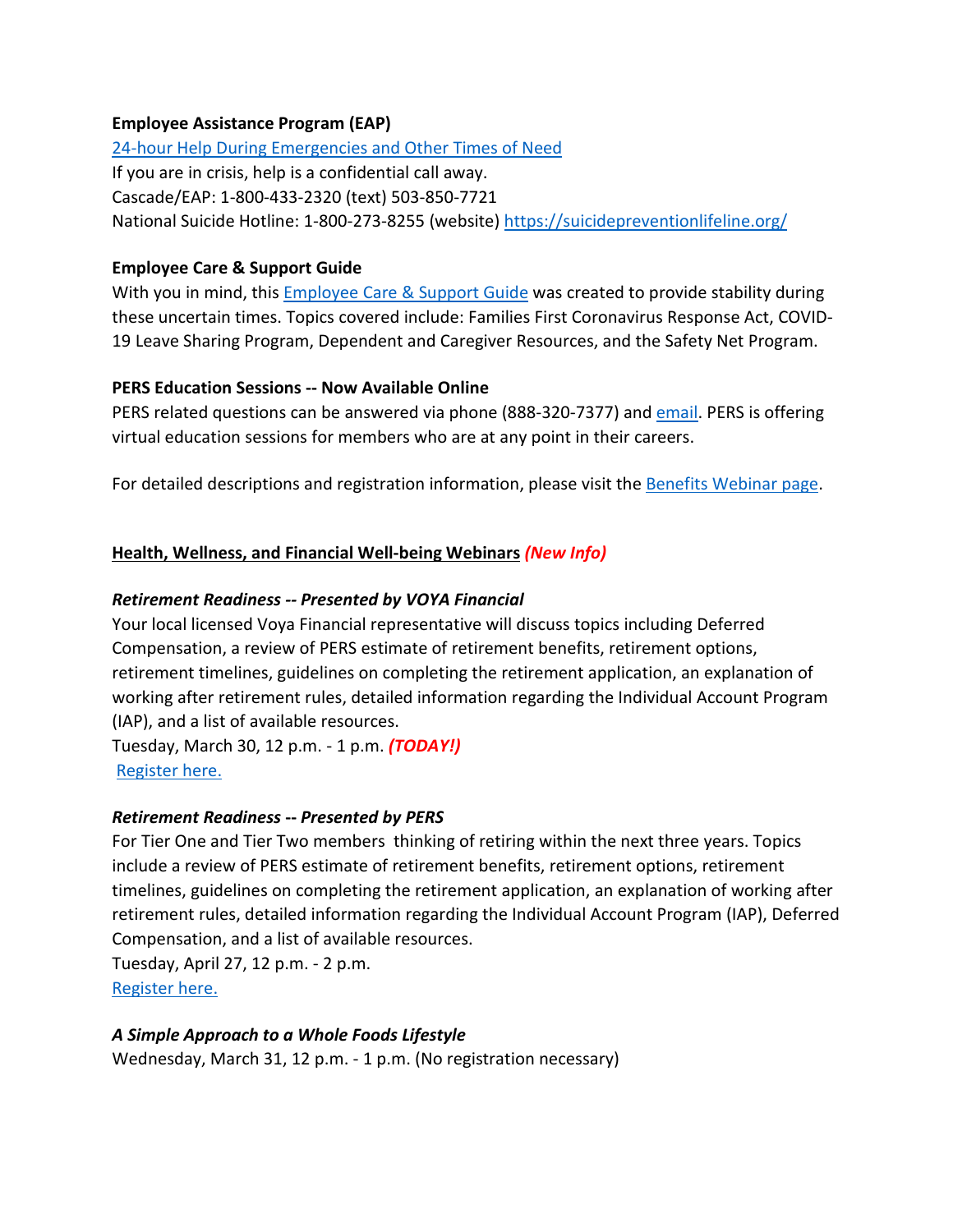**Employee Assistance Program (EAP)**

[24-hour Help During Emergencies and Other Times of Need]

If you are in crisis, help is a confidential call away.

Cascade/EAP: 1-800-433-2320 (text) 503-850-7721

National Suicide Hotline: 1-800-273-8255 (website) https://suicidepreventionlifeline.org/

**Employee Care & Support Guide**

With you in mind, this Employee Care & Support Guide was created to provide stability during these uncertain times. Topics covered include: Families First Coronavirus Response Act, COVID-19 Leave Sharing Program, Dependent and Caregiver Resources, and the Safety Net Program.

**PERS Education Sessions -- Now Available Online**

PERS related questions can be answered via phone (888-320-7377) and email. PERS is offering virtual education sessions for members who are at any point in their careers.

For detailed descriptions and registration information, please visit the Benefits Webinar page.

**Health, Wellness, and Financial Well-being Webinars** ***(New Info)***

***Retirement Readiness -- Presented by VOYA Financial***

Your local licensed Voya Financial representative will discuss topics including Deferred Compensation, a review of PERS estimate of retirement benefits, retirement options, retirement timelines, guidelines on completing the retirement application, an explanation of working after retirement rules, detailed information regarding the Individual Account Program (IAP), and a list of available resources.

Tuesday, March 30, 12 p.m. - 1 p.m. ***(TODAY!)***

Register here.

***Retirement Readiness -- Presented by PERS***

For Tier One and Tier Two members thinking of retiring within the next three years. Topics include a review of PERS estimate of retirement benefits, retirement options, retirement timelines, guidelines on completing the retirement application, an explanation of working after retirement rules, detailed information regarding the Individual Account Program (IAP), Deferred Compensation, and a list of available resources.

Tuesday, April 27, 12 p.m. - 2 p.m.

Register here.

***A Simple Approach to a Whole Foods Lifestyle***

Wednesday, March 31, 12 p.m. - 1 p.m. (No registration necessary)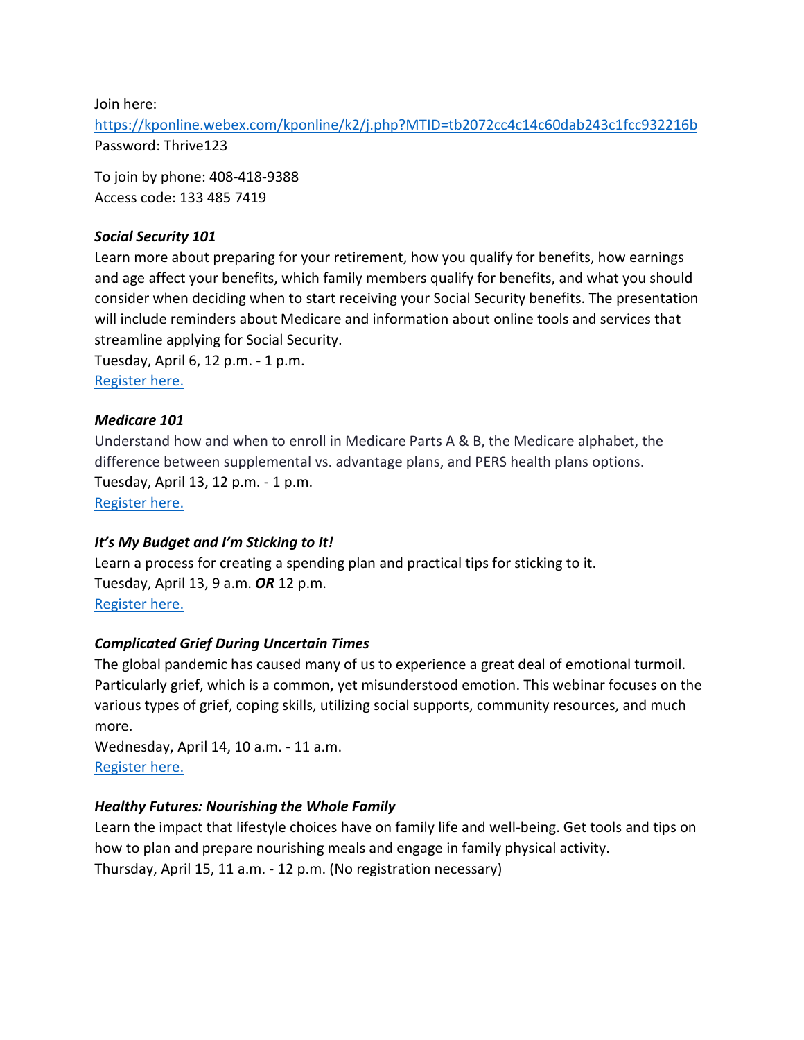Join here:
https://kponline.webex.com/kponline/k2/j.php?MTID=tb2072cc4c14c60dab243c1fcc932216b
Password: Thrive123

To join by phone: 408-418-9388
Access code: 133 485 7419

***Social Security 101***
Learn more about preparing for your retirement, how you qualify for benefits, how earnings and age affect your benefits, which family members qualify for benefits, and what you should consider when deciding when to start receiving your Social Security benefits. The presentation will include reminders about Medicare and information about online tools and services that streamline applying for Social Security.
Tuesday, April 6, 12 p.m. - 1 p.m.
Register here.

***Medicare 101***
Understand how and when to enroll in Medicare Parts A & B, the Medicare alphabet, the difference between supplemental vs. advantage plans, and PERS health plans options.
Tuesday, April 13, 12 p.m. - 1 p.m.
Register here.

***It's My Budget and I'm Sticking to It!***
Learn a process for creating a spending plan and practical tips for sticking to it.
Tuesday, April 13, 9 a.m. ***OR*** 12 p.m.
Register here.

***Complicated Grief During Uncertain Times***
The global pandemic has caused many of us to experience a great deal of emotional turmoil. Particularly grief, which is a common, yet misunderstood emotion. This webinar focuses on the various types of grief, coping skills, utilizing social supports, community resources, and much more.
Wednesday, April 14, 10 a.m. - 11 a.m.
Register here.

***Healthy Futures: Nourishing the Whole Family***
Learn the impact that lifestyle choices have on family life and well-being. Get tools and tips on how to plan and prepare nourishing meals and engage in family physical activity.
Thursday, April 15, 11 a.m. - 12 p.m. (No registration necessary)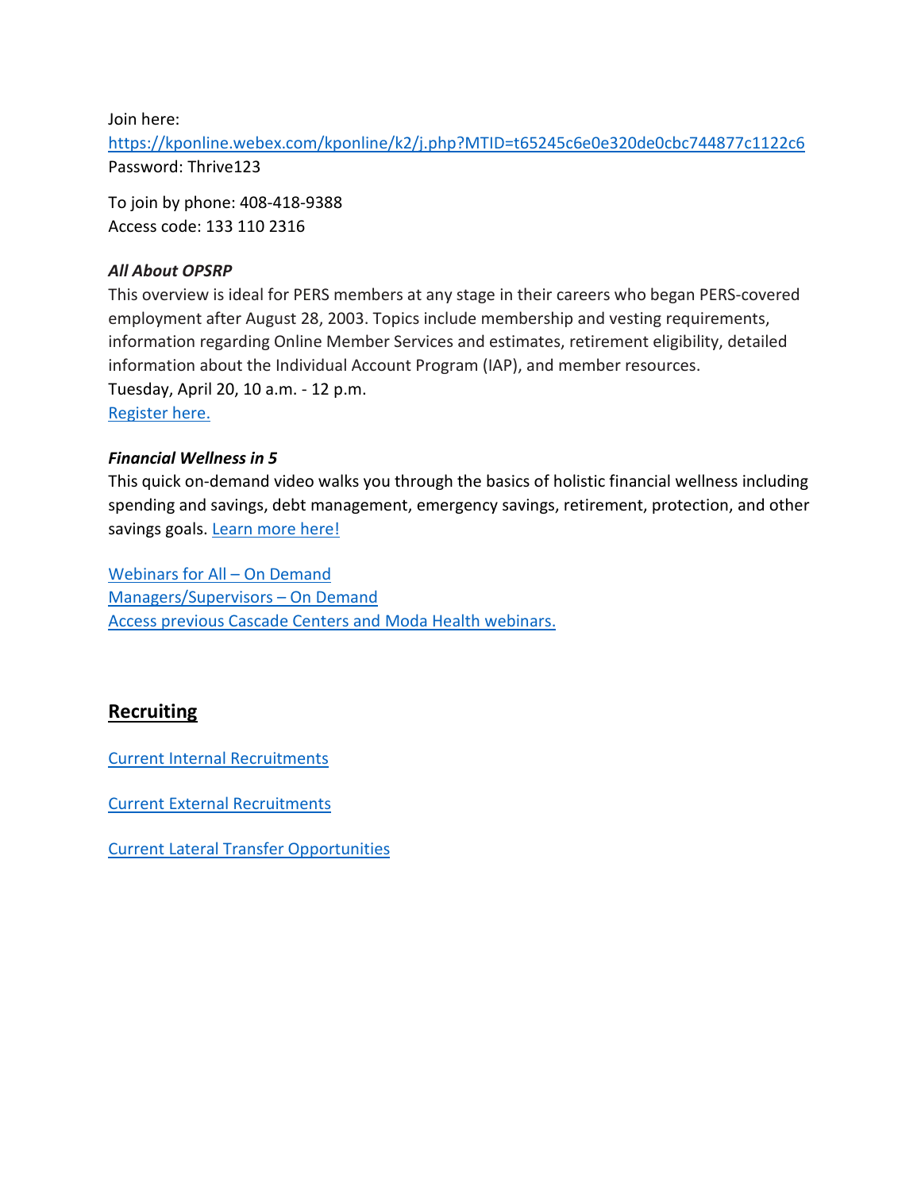Join here:
[https://kponline.webex.com/kponline/k2/j.php?MTID=t65245c6e0e320de0cbc744877c1122c6](https://kponline.webex.com/kponline/k2/j.php?MTID=t65245c6e0e320de0cbc744877c1122c6)
Password: Thrive123

To join by phone: 408-418-9388
Access code: 133 110 2316

***All About OPSRP***

This overview is ideal for PERS members at any stage in their careers who began PERS-covered employment after August 28, 2003. Topics include membership and vesting requirements, information regarding Online Member Services and estimates, retirement eligibility, detailed information about the Individual Account Program (IAP), and member resources.
Tuesday, April 20, 10 a.m. - 12 p.m.
Register here.

***Financial Wellness in 5***

This quick on-demand video walks you through the basics of holistic financial wellness including spending and savings, debt management, emergency savings, retirement, protection, and other savings goals. Learn more here!

Webinars for All – On Demand
Managers/Supervisors – On Demand
Access previous Cascade Centers and Moda Health webinars.

## Recruiting

Current Internal Recruitments

Current External Recruitments

Current Lateral Transfer Opportunities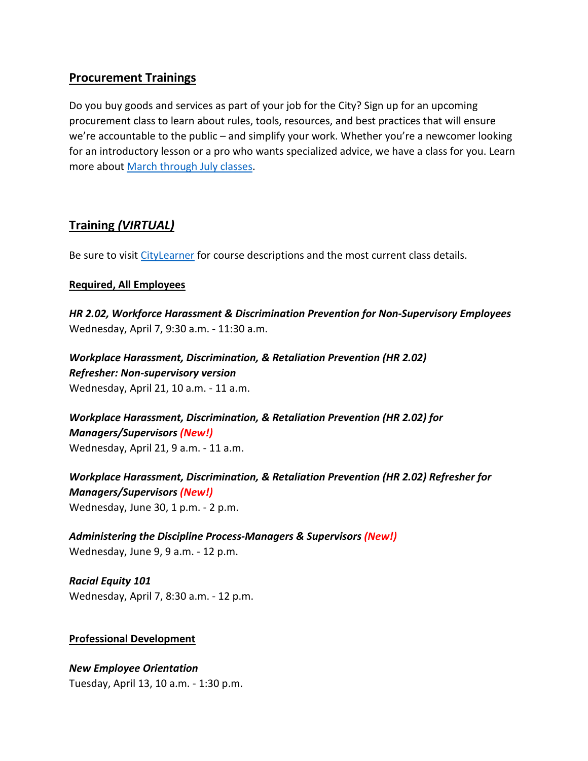## Procurement Trainings

Do you buy goods and services as part of your job for the City? Sign up for an upcoming procurement class to learn about rules, tools, resources, and best practices that will ensure we're accountable to the public – and simplify your work. Whether you're a newcomer looking for an introductory lesson or a pro who wants specialized advice, we have a class for you. Learn more about March through July classes.

## Training *(VIRTUAL)*

Be sure to visit CityLearner for course descriptions and the most current class details.

### Required, All Employees

***HR 2.02, Workforce Harassment & Discrimination Prevention for Non-Supervisory Employees***
Wednesday, April 7, 9:30 a.m. - 11:30 a.m.

***Workplace Harassment, Discrimination, & Retaliation Prevention (HR 2.02) Refresher: Non-supervisory version***
Wednesday, April 21, 10 a.m. - 11 a.m.

***Workplace Harassment, Discrimination, & Retaliation Prevention (HR 2.02) for Managers/Supervisors (New!)***
Wednesday, April 21, 9 a.m. - 11 a.m.

***Workplace Harassment, Discrimination, & Retaliation Prevention (HR 2.02) Refresher for Managers/Supervisors (New!)***
Wednesday, June 30, 1 p.m. - 2 p.m.

***Administering the Discipline Process-Managers & Supervisors (New!)***
Wednesday, June 9, 9 a.m. - 12 p.m.

***Racial Equity 101***
Wednesday, April 7, 8:30 a.m. - 12 p.m.

### Professional Development

***New Employee Orientation***
Tuesday, April 13, 10 a.m. - 1:30 p.m.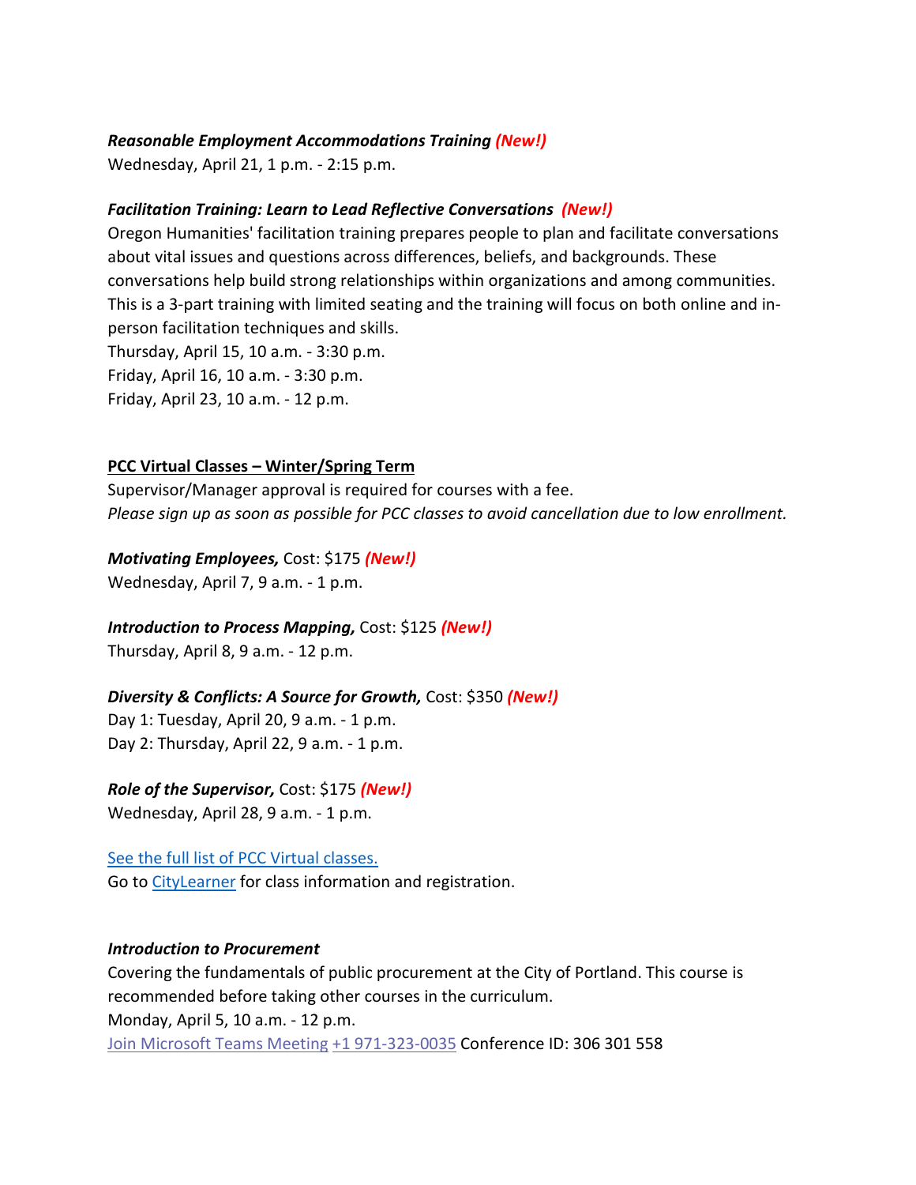***Reasonable Employment Accommodations Training*** ***(New!)***
Wednesday, April 21, 1 p.m. - 2:15 p.m.

***Facilitation Training: Learn to Lead Reflective Conversations*** ***(New!)***
Oregon Humanities' facilitation training prepares people to plan and facilitate conversations about vital issues and questions across differences, beliefs, and backgrounds. These conversations help build strong relationships within organizations and among communities. This is a 3-part training with limited seating and the training will focus on both online and in-person facilitation techniques and skills.
Thursday, April 15, 10 a.m. - 3:30 p.m.
Friday, April 16, 10 a.m. - 3:30 p.m.
Friday, April 23, 10 a.m. - 12 p.m.

**PCC Virtual Classes – Winter/Spring Term**
Supervisor/Manager approval is required for courses with a fee.
*Please sign up as soon as possible for PCC classes to avoid cancellation due to low enrollment.*

***Motivating Employees,*** Cost: $175 ***(New!)***
Wednesday, April 7, 9 a.m. - 1 p.m.

***Introduction to Process Mapping,*** Cost: $125 ***(New!)***
Thursday, April 8, 9 a.m. - 12 p.m.

***Diversity & Conflicts: A Source for Growth,*** Cost: $350 ***(New!)***
Day 1: Tuesday, April 20, 9 a.m. - 1 p.m.
Day 2: Thursday, April 22, 9 a.m. - 1 p.m.

***Role of the Supervisor,*** Cost: $175 ***(New!)***
Wednesday, April 28, 9 a.m. - 1 p.m.

See the full list of PCC Virtual classes.
Go to CityLearner for class information and registration.

***Introduction to Procurement***
Covering the fundamentals of public procurement at the City of Portland. This course is recommended before taking other courses in the curriculum.
Monday, April 5, 10 a.m. - 12 p.m.
Join Microsoft Teams Meeting +1 971-323-0035 Conference ID: 306 301 558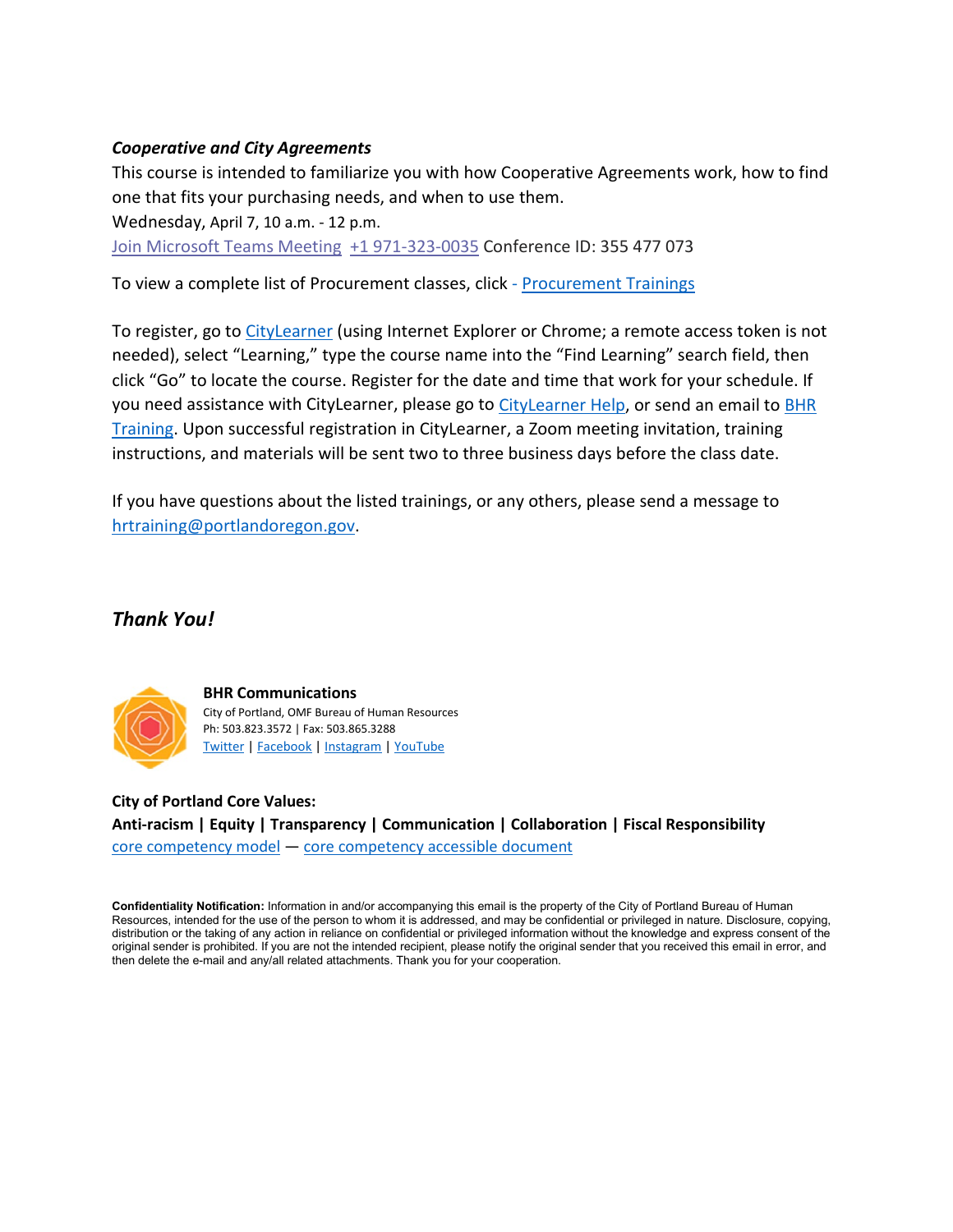***Cooperative and City Agreements***

This course is intended to familiarize you with how Cooperative Agreements work, how to find one that fits your purchasing needs, and when to use them.

Wednesday, April 7, 10 a.m. - 12 p.m.

Join Microsoft Teams Meeting +1 971-323-0035 Conference ID: 355 477 073

To view a complete list of Procurement classes, click - Procurement Trainings

To register, go to CityLearner (using Internet Explorer or Chrome; a remote access token is not needed), select "Learning," type the course name into the "Find Learning" search field, then click "Go" to locate the course. Register for the date and time that work for your schedule. If you need assistance with CityLearner, please go to CityLearner Help, or send an email to BHR Training. Upon successful registration in CityLearner, a Zoom meeting invitation, training instructions, and materials will be sent two to three business days before the class date.

If you have questions about the listed trainings, or any others, please send a message to hrtraining@portlandoregon.gov.

## ***Thank You!***

**BHR Communications**
City of Portland, OMF Bureau of Human Resources
Ph: 503.823.3572 | Fax: 503.865.3288
Twitter | Facebook | Instagram | YouTube

**City of Portland Core Values:**
**Anti-racism | Equity | Transparency | Communication | Collaboration | Fiscal Responsibility**
core competency model — core competency accessible document

**Confidentiality Notification:** Information in and/or accompanying this email is the property of the City of Portland Bureau of Human Resources, intended for the use of the person to whom it is addressed, and may be confidential or privileged in nature. Disclosure, copying, distribution or the taking of any action in reliance on confidential or privileged information without the knowledge and express consent of the original sender is prohibited. If you are not the intended recipient, please notify the original sender that you received this email in error, and then delete the e-mail and any/all related attachments. Thank you for your cooperation.